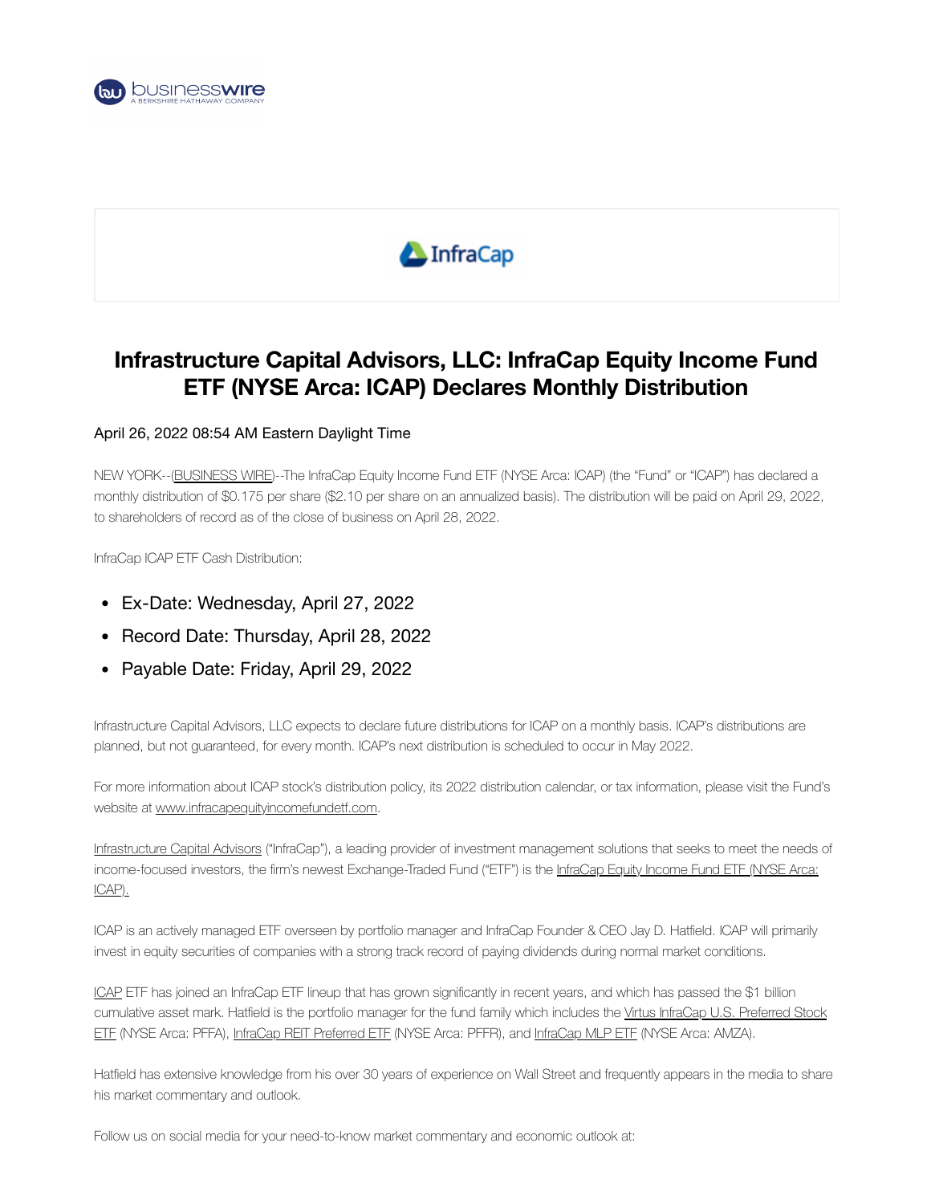# Infrastructure Capital Advisors, LLC: InfraCap Equity Income Fund ETF (NYSE Arca: ICAP) Declares Monthly Distribution

April 26, 2022 08:54 AM Eastern Daylight Time

NEW YORK--(BUSINESS WIRE)--The InfraCap Equity Income Fund ETF (NYSE Arca: ICAP) (the "Fund" or "ICAP") has declared a monthly distribution of $0.175 per share ($2.10 per share on an annualized basis). The distribution will be paid on April 29, 2022, to shareholders of record as of the close of business on April 28, 2022.

InfraCap ICAP ETF Cash Distribution:

- Ex-Date: Wednesday, April 27, 2022
- Record Date: Thursday, April 28, 2022
- Payable Date: Friday, April 29, 2022

Infrastructure Capital Advisors, LLC expects to declare future distributions for ICAP on a monthly basis. ICAP's distributions are planned, but not guaranteed, for every month. ICAP's next distribution is scheduled to occur in May 2022.

For more information about ICAP stock's distribution policy, its 2022 distribution calendar, or tax information, please visit the Fund's website at www.infracapequityincomefundetf.com.

Infrastructure Capital Advisors ("InfraCap"), a leading provider of investment management solutions that seeks to meet the needs of income-focused investors, the firm's newest Exchange-Traded Fund ("ETF") is the InfraCap Equity Income Fund ETF (NYSE Arca: ICAP).

ICAP is an actively managed ETF overseen by portfolio manager and InfraCap Founder & CEO Jay D. Hatfield. ICAP will primarily invest in equity securities of companies with a strong track record of paying dividends during normal market conditions.

ICAP ETF has joined an InfraCap ETF lineup that has grown significantly in recent years, and which has passed the $1 billion cumulative asset mark. Hatfield is the portfolio manager for the fund family which includes the Virtus InfraCap U.S. Preferred Stock ETF (NYSE Arca: PFFA), InfraCap REIT Preferred ETF (NYSE Arca: PFFR), and InfraCap MLP ETF (NYSE Arca: AMZA).

Hatfield has extensive knowledge from his over 30 years of experience on Wall Street and frequently appears in the media to share his market commentary and outlook.

Follow us on social media for your need-to-know market commentary and economic outlook at: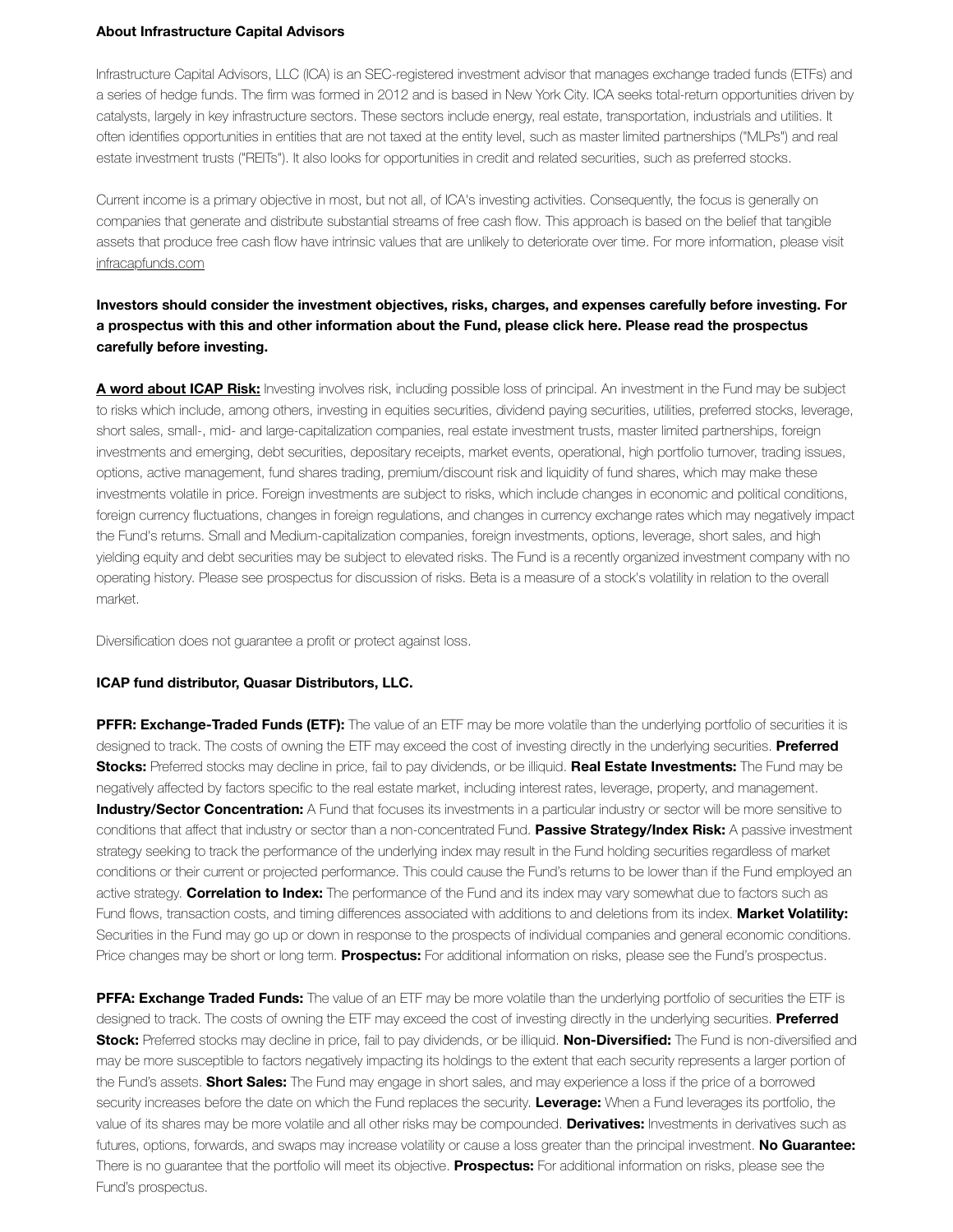**About Infrastructure Capital Advisors**

Infrastructure Capital Advisors, LLC (ICA) is an SEC-registered investment advisor that manages exchange traded funds (ETFs) and a series of hedge funds. The firm was formed in 2012 and is based in New York City. ICA seeks total-return opportunities driven by catalysts, largely in key infrastructure sectors. These sectors include energy, real estate, transportation, industrials and utilities. It often identifies opportunities in entities that are not taxed at the entity level, such as master limited partnerships ("MLPs") and real estate investment trusts ("REITs"). It also looks for opportunities in credit and related securities, such as preferred stocks.

Current income is a primary objective in most, but not all, of ICA's investing activities. Consequently, the focus is generally on companies that generate and distribute substantial streams of free cash flow. This approach is based on the belief that tangible assets that produce free cash flow have intrinsic values that are unlikely to deteriorate over time. For more information, please visit infracapfunds.com

**Investors should consider the investment objectives, risks, charges, and expenses carefully before investing. For a prospectus with this and other information about the Fund, please click here. Please read the prospectus carefully before investing.**

**A word about ICAP Risk:** Investing involves risk, including possible loss of principal. An investment in the Fund may be subject to risks which include, among others, investing in equities securities, dividend paying securities, utilities, preferred stocks, leverage, short sales, small-, mid- and large-capitalization companies, real estate investment trusts, master limited partnerships, foreign investments and emerging, debt securities, depositary receipts, market events, operational, high portfolio turnover, trading issues, options, active management, fund shares trading, premium/discount risk and liquidity of fund shares, which may make these investments volatile in price. Foreign investments are subject to risks, which include changes in economic and political conditions, foreign currency fluctuations, changes in foreign regulations, and changes in currency exchange rates which may negatively impact the Fund's returns. Small and Medium-capitalization companies, foreign investments, options, leverage, short sales, and high yielding equity and debt securities may be subject to elevated risks. The Fund is a recently organized investment company with no operating history. Please see prospectus for discussion of risks. Beta is a measure of a stock's volatility in relation to the overall market.

Diversification does not guarantee a profit or protect against loss.

**ICAP fund distributor, Quasar Distributors, LLC.**

**PFFR: Exchange-Traded Funds (ETF):** The value of an ETF may be more volatile than the underlying portfolio of securities it is designed to track. The costs of owning the ETF may exceed the cost of investing directly in the underlying securities. **Preferred Stocks:** Preferred stocks may decline in price, fail to pay dividends, or be illiquid. **Real Estate Investments:** The Fund may be negatively affected by factors specific to the real estate market, including interest rates, leverage, property, and management. **Industry/Sector Concentration:** A Fund that focuses its investments in a particular industry or sector will be more sensitive to conditions that affect that industry or sector than a non-concentrated Fund. **Passive Strategy/Index Risk:** A passive investment strategy seeking to track the performance of the underlying index may result in the Fund holding securities regardless of market conditions or their current or projected performance. This could cause the Fund's returns to be lower than if the Fund employed an active strategy. **Correlation to Index:** The performance of the Fund and its index may vary somewhat due to factors such as Fund flows, transaction costs, and timing differences associated with additions to and deletions from its index. **Market Volatility:** Securities in the Fund may go up or down in response to the prospects of individual companies and general economic conditions. Price changes may be short or long term. **Prospectus:** For additional information on risks, please see the Fund's prospectus.

**PFFA: Exchange Traded Funds:** The value of an ETF may be more volatile than the underlying portfolio of securities the ETF is designed to track. The costs of owning the ETF may exceed the cost of investing directly in the underlying securities. **Preferred Stock:** Preferred stocks may decline in price, fail to pay dividends, or be illiquid. **Non-Diversified:** The Fund is non-diversified and may be more susceptible to factors negatively impacting its holdings to the extent that each security represents a larger portion of the Fund's assets. **Short Sales:** The Fund may engage in short sales, and may experience a loss if the price of a borrowed security increases before the date on which the Fund replaces the security. **Leverage:** When a Fund leverages its portfolio, the value of its shares may be more volatile and all other risks may be compounded. **Derivatives:** Investments in derivatives such as futures, options, forwards, and swaps may increase volatility or cause a loss greater than the principal investment. **No Guarantee:** There is no guarantee that the portfolio will meet its objective. **Prospectus:** For additional information on risks, please see the Fund's prospectus.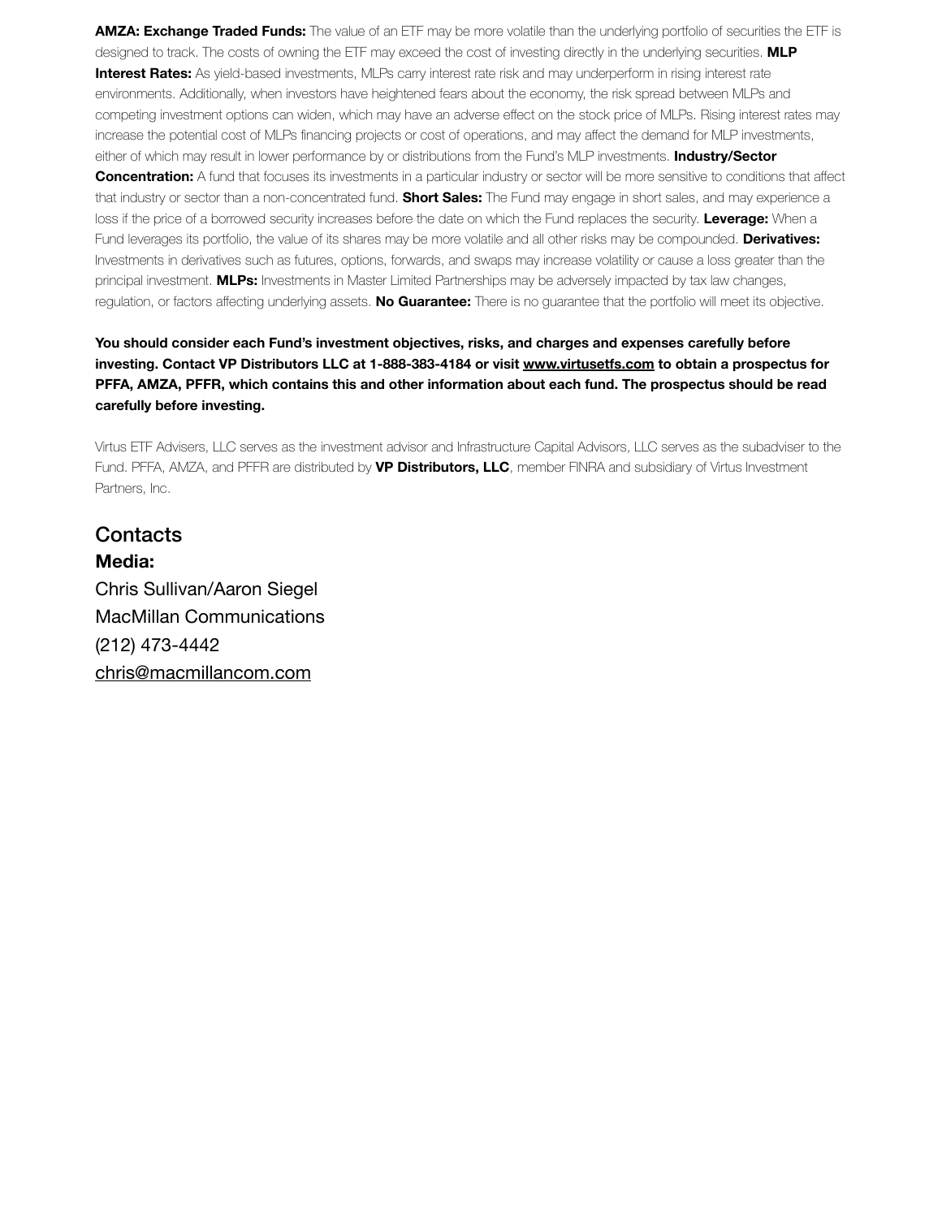**AMZA: Exchange Traded Funds:** The value of an ETF may be more volatile than the underlying portfolio of securities the ETF is designed to track. The costs of owning the ETF may exceed the cost of investing directly in the underlying securities. **MLP Interest Rates:** As yield-based investments, MLPs carry interest rate risk and may underperform in rising interest rate environments. Additionally, when investors have heightened fears about the economy, the risk spread between MLPs and competing investment options can widen, which may have an adverse effect on the stock price of MLPs. Rising interest rates may increase the potential cost of MLPs financing projects or cost of operations, and may affect the demand for MLP investments, either of which may result in lower performance by or distributions from the Fund's MLP investments. **Industry/Sector Concentration:** A fund that focuses its investments in a particular industry or sector will be more sensitive to conditions that affect that industry or sector than a non-concentrated fund. **Short Sales:** The Fund may engage in short sales, and may experience a loss if the price of a borrowed security increases before the date on which the Fund replaces the security. **Leverage:** When a Fund leverages its portfolio, the value of its shares may be more volatile and all other risks may be compounded. **Derivatives:** Investments in derivatives such as futures, options, forwards, and swaps may increase volatility or cause a loss greater than the principal investment. **MLPs:** Investments in Master Limited Partnerships may be adversely impacted by tax law changes, regulation, or factors affecting underlying assets. **No Guarantee:** There is no guarantee that the portfolio will meet its objective.

**You should consider each Fund's investment objectives, risks, and charges and expenses carefully before investing. Contact VP Distributors LLC at 1-888-383-4184 or visit www.virtusetfs.com to obtain a prospectus for PFFA, AMZA, PFFR, which contains this and other information about each fund. The prospectus should be read carefully before investing.**

Virtus ETF Advisers, LLC serves as the investment advisor and Infrastructure Capital Advisors, LLC serves as the subadviser to the Fund. PFFA, AMZA, and PFFR are distributed by **VP Distributors, LLC**, member FINRA and subsidiary of Virtus Investment Partners, Inc.

## Contacts

**Media:**

Chris Sullivan/Aaron Siegel
MacMillan Communications
(212) 473-4442
chris@macmillancom.com